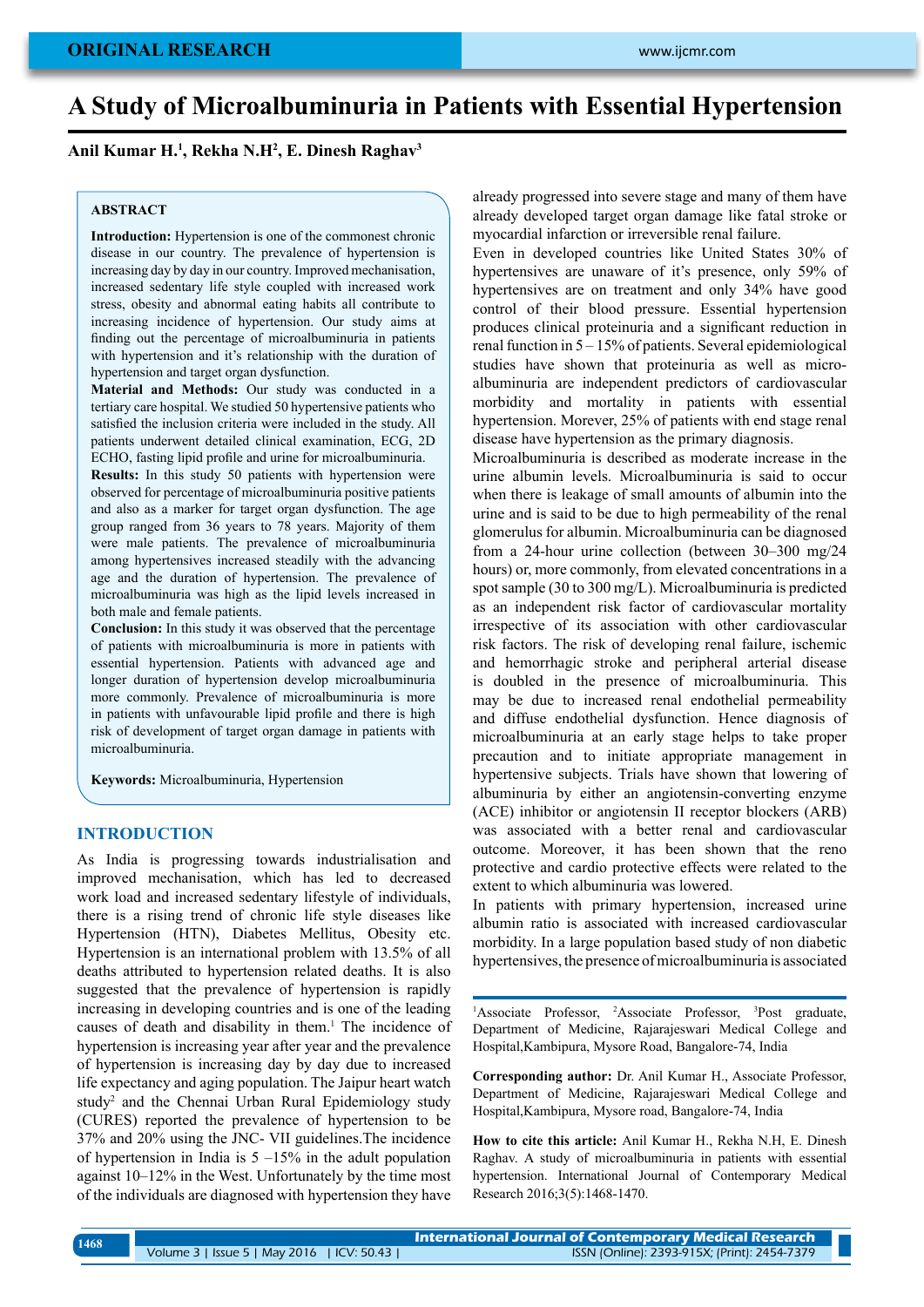ORIGINAL RESEARCH

# A Study of Microalbuminuria in Patients with Essential Hypertension

**Anil Kumar H.[1], Rekha N.H[2], E. Dinesh Raghav[3]**

## ABSTRACT

**Introduction:** Hypertension is one of the commonest chronic disease in our country. The prevalence of hypertension is increasing day by day in our country. Improved mechanisation, increased sedentary life style coupled with increased work stress, obesity and abnormal eating habits all contribute to increasing incidence of hypertension. Our study aims at finding out the percentage of microalbuminuria in patients with hypertension and it's relationship with the duration of hypertension and target organ dysfunction.

**Material and Methods:** Our study was conducted in a tertiary care hospital. We studied 50 hypertensive patients who satisfied the inclusion criteria were included in the study. All patients underwent detailed clinical examination, ECG, 2D ECHO, fasting lipid profile and urine for microalbuminuria.

**Results:** In this study 50 patients with hypertension were observed for percentage of microalbuminuria positive patients and also as a marker for target organ dysfunction. The age group ranged from 36 years to 78 years. Majority of them were male patients. The prevalence of microalbuminuria among hypertensives increased steadily with the advancing age and the duration of hypertension. The prevalence of microalbuminuria was high as the lipid levels increased in both male and female patients.

**Conclusion:** In this study it was observed that the percentage of patients with microalbuminuria is more in patients with essential hypertension. Patients with advanced age and longer duration of hypertension develop microalbuminuria more commonly. Prevalence of microalbuminuria is more in patients with unfavourable lipid profile and there is high risk of development of target organ damage in patients with microalbuminuria.

**Keywords:** Microalbuminuria, Hypertension

## INTRODUCTION

As India is progressing towards industrialisation and improved mechanisation, which has led to decreased work load and increased sedentary lifestyle of individuals, there is a rising trend of chronic life style diseases like Hypertension (HTN), Diabetes Mellitus, Obesity etc. Hypertension is an international problem with 13.5% of all deaths attributed to hypertension related deaths. It is also suggested that the prevalence of hypertension is rapidly increasing in developing countries and is one of the leading causes of death and disability in them.[1] The incidence of hypertension is increasing year after year and the prevalence of hypertension is increasing day by day due to increased life expectancy and aging population. The Jaipur heart watch study[2] and the Chennai Urban Rural Epidemiology study (CURES) reported the prevalence of hypertension to be 37% and 20% using the JNC- VII guidelines.The incidence of hypertension in India is 5 –15% in the adult population against 10–12% in the West. Unfortunately by the time most of the individuals are diagnosed with hypertension they have already progressed into severe stage and many of them have already developed target organ damage like fatal stroke or myocardial infarction or irreversible renal failure.

Even in developed countries like United States 30% of hypertensives are unaware of it's presence, only 59% of hypertensives are on treatment and only 34% have good control of their blood pressure. Essential hypertension produces clinical proteinuria and a significant reduction in renal function in 5 – 15% of patients. Several epidemiological studies have shown that proteinuria as well as micro-albuminuria are independent predictors of cardiovascular morbidity and mortality in patients with essential hypertension. Morever, 25% of patients with end stage renal disease have hypertension as the primary diagnosis.

Microalbuminuria is described as moderate increase in the urine albumin levels. Microalbuminuria is said to occur when there is leakage of small amounts of albumin into the urine and is said to be due to high permeability of the renal glomerulus for albumin. Microalbuminuria can be diagnosed from a 24-hour urine collection (between 30–300 mg/24 hours) or, more commonly, from elevated concentrations in a spot sample (30 to 300 mg/L). Microalbuminuria is predicted as an independent risk factor of cardiovascular mortality irrespective of its association with other cardiovascular risk factors. The risk of developing renal failure, ischemic and hemorrhagic stroke and peripheral arterial disease is doubled in the presence of microalbuminuria. This may be due to increased renal endothelial permeability and diffuse endothelial dysfunction. Hence diagnosis of microalbuminuria at an early stage helps to take proper precaution and to initiate appropriate management in hypertensive subjects. Trials have shown that lowering of albuminuria by either an angiotensin-converting enzyme (ACE) inhibitor or angiotensin II receptor blockers (ARB) was associated with a better renal and cardiovascular outcome. Moreover, it has been shown that the reno protective and cardio protective effects were related to the extent to which albuminuria was lowered.

In patients with primary hypertension, increased urine albumin ratio is associated with increased cardiovascular morbidity. In a large population based study of non diabetic hypertensives, the presence of microalbuminuria is associated

---

[1]Associate Professor, [2]Associate Professor, [3]Post graduate, Department of Medicine, Rajarajeswari Medical College and Hospital,Kambipura, Mysore Road, Bangalore-74, India

**Corresponding author:** Dr. Anil Kumar H., Associate Professor, Department of Medicine, Rajarajeswari Medical College and Hospital,Kambipura, Mysore road, Bangalore-74, India

**How to cite this article:** Anil Kumar H., Rekha N.H, E. Dinesh Raghav. A study of microalbuminuria in patients with essential hypertension. International Journal of Contemporary Medical Research 2016;3(5):1468-1470.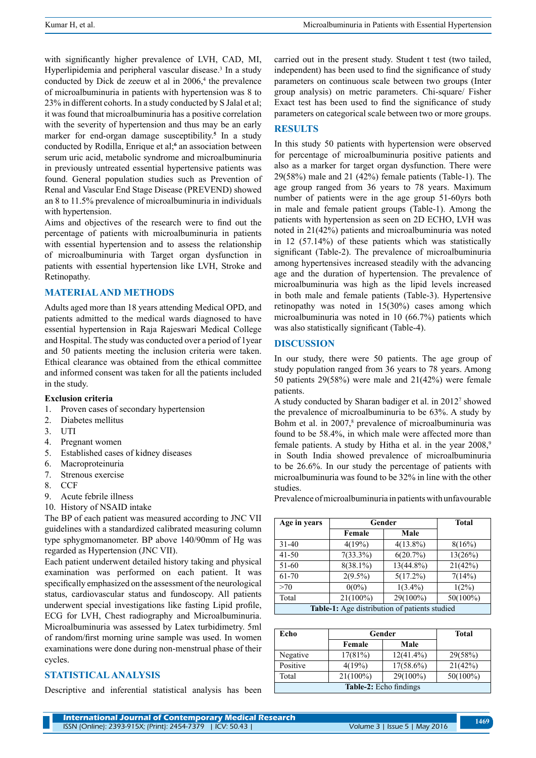with significantly higher prevalence of LVH, CAD, MI, Hyperlipidemia and peripheral vascular disease.[3] In a study conducted by Dick de zeeuw et al in 2006,[4] the prevalence of microalbuminuria in patients with hypertension was 8 to 23% in different cohorts. In a study conducted by S Jalal et al; it was found that microalbuminuria has a positive correlation with the severity of hypertension and thus may be an early marker for end-organ damage susceptibility.[5] In a study conducted by Rodilla, Enrique et al;[6] an association between serum uric acid, metabolic syndrome and microalbuminuria in previously untreated essential hypertensive patients was found. General population studies such as Prevention of Renal and Vascular End Stage Disease (PREVEND) showed an 8 to 11.5% prevalence of microalbuminuria in individuals with hypertension.

Aims and objectives of the research were to find out the percentage of patients with microalbuminuria in patients with essential hypertension and to assess the relationship of microalbuminuria with Target organ dysfunction in patients with essential hypertension like LVH, Stroke and Retinopathy.

## MATERIAL AND METHODS

Adults aged more than 18 years attending Medical OPD, and patients admitted to the medical wards diagnosed to have essential hypertension in Raja Rajeswari Medical College and Hospital. The study was conducted over a period of 1year and 50 patients meeting the inclusion criteria were taken. Ethical clearance was obtained from the ethical committee and informed consent was taken for all the patients included in the study.

### Exclusion criteria

1. Proven cases of secondary hypertension
2. Diabetes mellitus
3. UTI
4. Pregnant women
5. Established cases of kidney diseases
6. Macroproteinuria
7. Strenous exercise
8. CCF
9. Acute febrile illness
10. History of NSAID intake

The BP of each patient was measured according to JNC VII guidelines with a standardized calibrated measuring column type sphygmomanometer. BP above 140/90mm of Hg was regarded as Hypertension (JNC VII).

Each patient underwent detailed history taking and physical examination was performed on each patient. It was specifically emphasized on the assessment of the neurological status, cardiovascular status and fundoscopy. All patients underwent special investigations like fasting Lipid profile, ECG for LVH, Chest radiography and Microalbuminuria. Microalbuminuria was assessed by Latex turbidimetry. 5ml of random/first morning urine sample was used. In women examinations were done during non-menstrual phase of their cycles.

## STATISTICAL ANALYSIS

Descriptive and inferential statistical analysis has been carried out in the present study. Student t test (two tailed, independent) has been used to find the significance of study parameters on continuous scale between two groups (Inter group analysis) on metric parameters. Chi-square/ Fisher Exact test has been used to find the significance of study parameters on categorical scale between two or more groups.

## RESULTS

In this study 50 patients with hypertension were observed for percentage of microalbuminuria positive patients and also as a marker for target organ dysfunction. There were 29(58%) male and 21 (42%) female patients (Table-1). The age group ranged from 36 years to 78 years. Maximum number of patients were in the age group 51-60yrs both in male and female patient groups (Table-1). Among the patients with hypertension as seen on 2D ECHO, LVH was noted in 21(42%) patients and microalbuminuria was noted in 12 (57.14%) of these patients which was statistically significant (Table-2). The prevalence of microalbuminuria among hypertensives increased steadily with the advancing age and the duration of hypertension. The prevalence of microalbuminuria was high as the lipid levels increased in both male and female patients (Table-3). Hypertensive retinopathy was noted in 15(30%) cases among which microalbuminuria was noted in 10 (66.7%) patients which was also statistically significant (Table-4).

## DISCUSSION

In our study, there were 50 patients. The age group of study population ranged from 36 years to 78 years. Among 50 patients 29(58%) were male and 21(42%) were female patients.

A study conducted by Sharan badiger et al. in 2012[7] showed the prevalence of microalbuminuria to be 63%. A study by Bohm et al. in 2007,[8] prevalence of microalbuminuria was found to be 58.4%, in which male were affected more than female patients. A study by Hitha et al. in the year 2008,[9] in South India showed prevalence of microalbuminuria to be 26.6%. In our study the percentage of patients with microalbuminuria was found to be 32% in line with the other studies.

Prevalence of microalbuminuria in patients with unfavourable

| Age in years | Gender | | Total |
|---|---|---|---|
| | Female | Male | |
| 31-40 | 4(19%) | 4(13.8%) | 8(16%) |
| 41-50 | 7(33.3%) | 6(20.7%) | 13(26%) |
| 51-60 | 8(38.1%) | 13(44.8%) | 21(42%) |
| 61-70 | 2(9.5%) | 5(17.2%) | 7(14%) |
| >70 | 0(0%) | 1(3.4%) | 1(2%) |
| Total | 21(100%) | 29(100%) | 50(100%) |

**Table-1:** Age distribution of patients studied

| Echo | Gender | | Total |
|---|---|---|---|
| | Female | Male | |
| Negative | 17(81%) | 12(41.4%) | 29(58%) |
| Positive | 4(19%) | 17(58.6%) | 21(42%) |
| Total | 21(100%) | 29(100%) | 50(100%) |

**Table-2:** Echo findings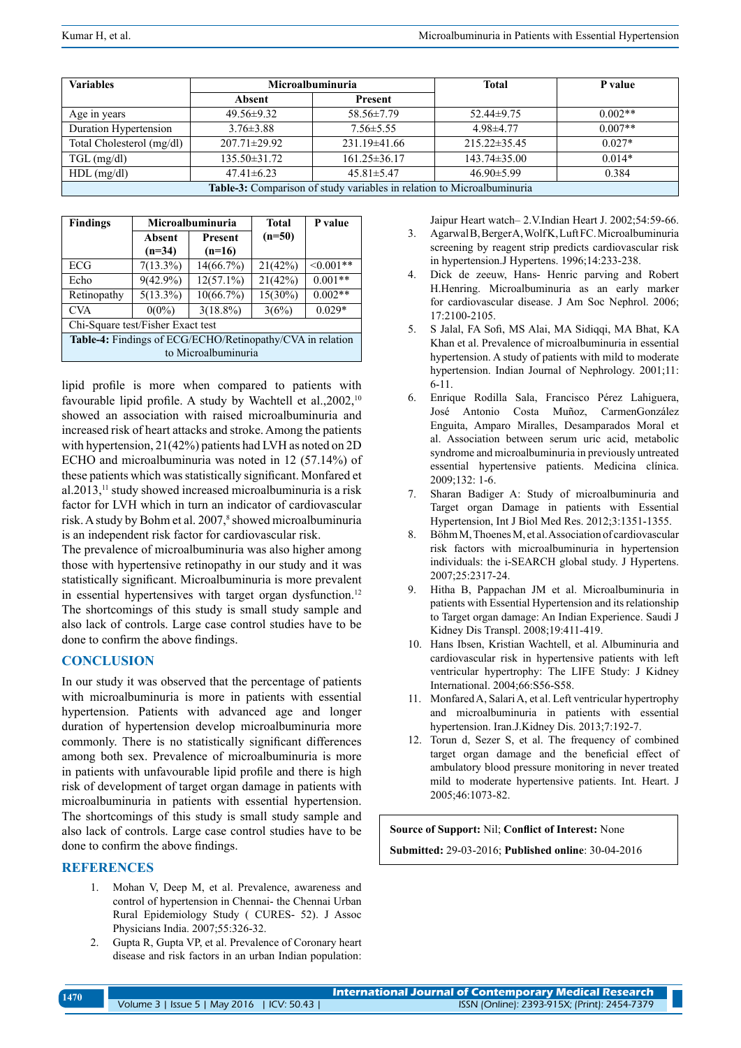| Variables | Microalbuminuria | | Total | P value |
|---|---|---|---|---|
| | Absent | Present | | |
| Age in years | 49.56±9.32 | 58.56±7.79 | 52.44±9.75 | 0.002** |
| Duration Hypertension | 3.76±3.88 | 7.56±5.55 | 4.98±4.77 | 0.007** |
| Total Cholesterol (mg/dl) | 207.71±29.92 | 231.19±41.66 | 215.22±35.45 | 0.027* |
| TGL (mg/dl) | 135.50±31.72 | 161.25±36.17 | 143.74±35.00 | 0.014* |
| HDL (mg/dl) | 47.41±6.23 | 45.81±5.47 | 46.90±5.99 | 0.384 |

**Table-3:** Comparison of study variables in relation to Microalbuminuria

| Findings | Microalbuminuria | | Total (n=50) | P value |
|---|---|---|---|---|
| | Absent (n=34) | Present (n=16) | | |
| ECG | 7(13.3%) | 14(66.7%) | 21(42%) | <0.001** |
| Echo | 9(42.9%) | 12(57.1%) | 21(42%) | 0.001** |
| Retinopathy | 5(13.3%) | 10(66.7%) | 15(30%) | 0.002** |
| CVA | 0(0%) | 3(18.8%) | 3(6%) | 0.029* |

Chi-Square test/Fisher Exact test

**Table-4:** Findings of ECG/ECHO/Retinopathy/CVA in relation to Microalbuminuria

lipid profile is more when compared to patients with favourable lipid profile. A study by Wachtell et al.,2002,[10] showed an association with raised microalbuminuria and increased risk of heart attacks and stroke. Among the patients with hypertension, 21(42%) patients had LVH as noted on 2D ECHO and microalbuminuria was noted in 12 (57.14%) of these patients which was statistically significant. Monfared et al.2013,[11] study showed increased microalbuminuria is a risk factor for LVH which in turn an indicator of cardiovascular risk. A study by Bohm et al. 2007,[8] showed microalbuminuria is an independent risk factor for cardiovascular risk.

The prevalence of microalbuminuria was also higher among those with hypertensive retinopathy in our study and it was statistically significant. Microalbuminuria is more prevalent in essential hypertensives with target organ dysfunction.[12] The shortcomings of this study is small study sample and also lack of controls. Large case control studies have to be done to confirm the above findings.

## CONCLUSION

In our study it was observed that the percentage of patients with microalbuminuria is more in patients with essential hypertension. Patients with advanced age and longer duration of hypertension develop microalbuminuria more commonly. There is no statistically significant differences among both sex. Prevalence of microalbuminuria is more in patients with unfavourable lipid profile and there is high risk of development of target organ damage in patients with microalbuminuria in patients with essential hypertension. The shortcomings of this study is small study sample and also lack of controls. Large case control studies have to be done to confirm the above findings.

## REFERENCES

1. Mohan V, Deep M, et al. Prevalence, awareness and control of hypertension in Chennai- the Chennai Urban Rural Epidemiology Study ( CURES- 52). J Assoc Physicians India. 2007;55:326-32.
2. Gupta R, Gupta VP, et al. Prevalence of Coronary heart disease and risk factors in an urban Indian population: Jaipur Heart watch– 2.V.Indian Heart J. 2002;54:59-66.
3. Agarwal B, Berger A, Wolf K, Luft FC. Microalbuminuria screening by reagent strip predicts cardiovascular risk in hypertension.J Hypertens. 1996;14:233-238.
4. Dick de zeeuw, Hans- Henric parving and Robert H.Henring. Microalbuminuria as an early marker for cardiovascular disease. J Am Soc Nephrol. 2006; 17:2100-2105.
5. S Jalal, FA Sofi, MS Alai, MA Sidiqqi, MA Bhat, KA Khan et al. Prevalence of microalbuminuria in essential hypertension. A study of patients with mild to moderate hypertension. Indian Journal of Nephrology. 2001;11: 6-11.
6. Enrique Rodilla Sala, Francisco Pérez Lahiguera, José Antonio Costa Muñoz, CarmenGonzález Enguita, Amparo Miralles, Desamparados Moral et al. Association between serum uric acid, metabolic syndrome and microalbuminuria in previously untreated essential hypertensive patients. Medicina clínica. 2009;132: 1-6.
7. Sharan Badiger A: Study of microalbuminuria and Target organ Damage in patients with Essential Hypertension, Int J Biol Med Res. 2012;3:1351-1355.
8. Böhm M, Thoenes M, et al. Association of cardiovascular risk factors with microalbuminuria in hypertension individuals: the i-SEARCH global study. J Hypertens. 2007;25:2317-24.
9. Hitha B, Pappachan JM et al. Microalbuminuria in patients with Essential Hypertension and its relationship to Target organ damage: An Indian Experience. Saudi J Kidney Dis Transpl. 2008;19:411-419.
10. Hans Ibsen, Kristian Wachtell, et al. Albuminuria and cardiovascular risk in hypertensive patients with left ventricular hypertrophy: The LIFE Study: J Kidney International. 2004;66:S56-S58.
11. Monfared A, Salari A, et al. Left ventricular hypertrophy and microalbuminuria in patients with essential hypertension. Iran.J.Kidney Dis. 2013;7:192-7.
12. Torun d, Sezer S, et al. The frequency of combined target organ damage and the beneficial effect of ambulatory blood pressure monitoring in never treated mild to moderate hypertensive patients. Int. Heart. J 2005;46:1073-82.

**Source of Support:** Nil; **Conflict of Interest:** None

**Submitted:** 29-03-2016; **Published online**: 30-04-2016